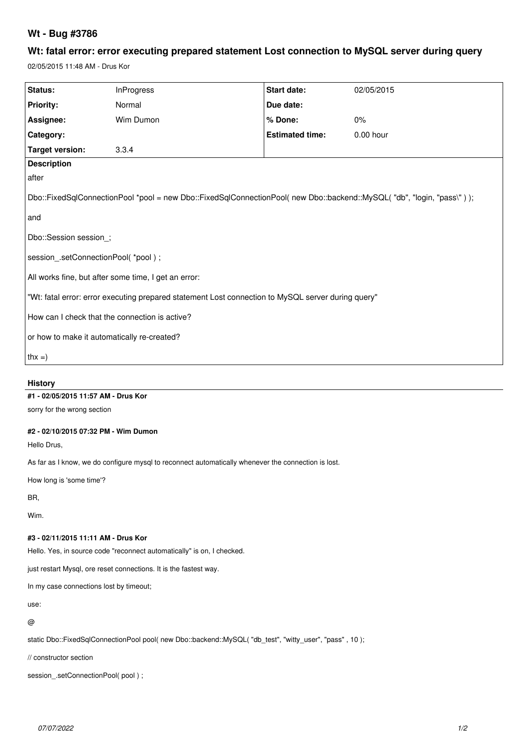# Wt - Bug #3786

## Wt: fatal error: error executing prepared statement Lost connection to MySQL server during query

02/05/2015 11:48 AM - Drus Kor

| Status: | InProgress | Start date: | 02/05/2015 |
|---|---|---|---|
| Priority: | Normal | Due date: | |
| Assignee: | Wim Dumon | % Done: | 0% |
| Category: | | Estimated time: | 0.00 hour |
| Target version: | 3.3.4 | | |

**Description**

after

Dbo::FixedSqlConnectionPool *pool = new Dbo::FixedSqlConnectionPool( new Dbo::backend::MySQL( "db", "login, "pass\" ) );

and

Dbo::Session session_;

session_.setConnectionPool( *pool ) ;

All works fine, but after some time, I get an error:

"Wt: fatal error: error executing prepared statement Lost connection to MySQL server during query"

How can I check that the connection is active?

or how to make it automatically re-created?

thx =)

### History

#### #1 - 02/05/2015 11:57 AM - Drus Kor

sorry for the wrong section

#### #2 - 02/10/2015 07:32 PM - Wim Dumon

Hello Drus,

As far as I know, we do configure mysql to reconnect automatically whenever the connection is lost.

How long is 'some time'?

BR,

Wim.

#### #3 - 02/11/2015 11:11 AM - Drus Kor

Hello. Yes, in source code "reconnect automatically" is on, I checked.

just restart Mysql, ore reset connections. It is the fastest way.

In my case connections lost by timeout;

use:

@

static Dbo::FixedSqlConnectionPool pool( new Dbo::backend::MySQL( "db_test", "witty_user", "pass" , 10 );

// constructor section

session_.setConnectionPool( pool ) ;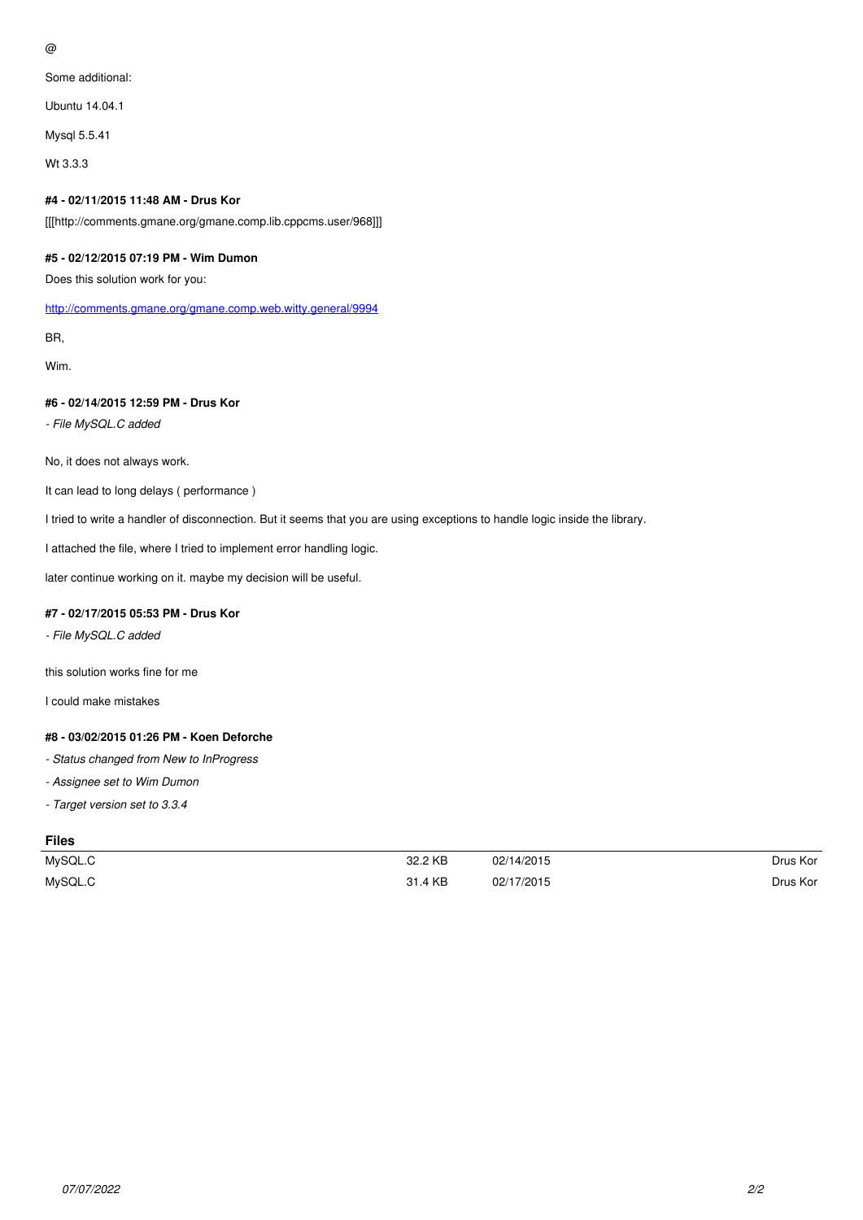@

Some additional:

Ubuntu 14.04.1

Mysql 5.5.41

Wt 3.3.3

#### #4 - 02/11/2015 11:48 AM - Drus Kor

[[[http://comments.gmane.org/gmane.comp.lib.cppcms.user/968]]]

#### #5 - 02/12/2015 07:19 PM - Wim Dumon

Does this solution work for you:

http://comments.gmane.org/gmane.comp.web.witty.general/9994

BR,

Wim.

#### #6 - 02/14/2015 12:59 PM - Drus Kor

*- File MySQL.C added*

No, it does not always work.

It can lead to long delays ( performance )

I tried to write a handler of disconnection. But it seems that you are using exceptions to handle logic inside the library.

I attached the file, where I tried to implement error handling logic.

later continue working on it. maybe my decision will be useful.

#### #7 - 02/17/2015 05:53 PM - Drus Kor

*- File MySQL.C added*

this solution works fine for me

I could make mistakes

#### #8 - 03/02/2015 01:26 PM - Koen Deforche

*- Status changed from New to InProgress*

*- Assignee set to Wim Dumon*

*- Target version set to 3.3.4*

### Files

| | | | |
|---|---|---|---|
| MySQL.C | 32.2 KB | 02/14/2015 | Drus Kor |
| MySQL.C | 31.4 KB | 02/17/2015 | Drus Kor |